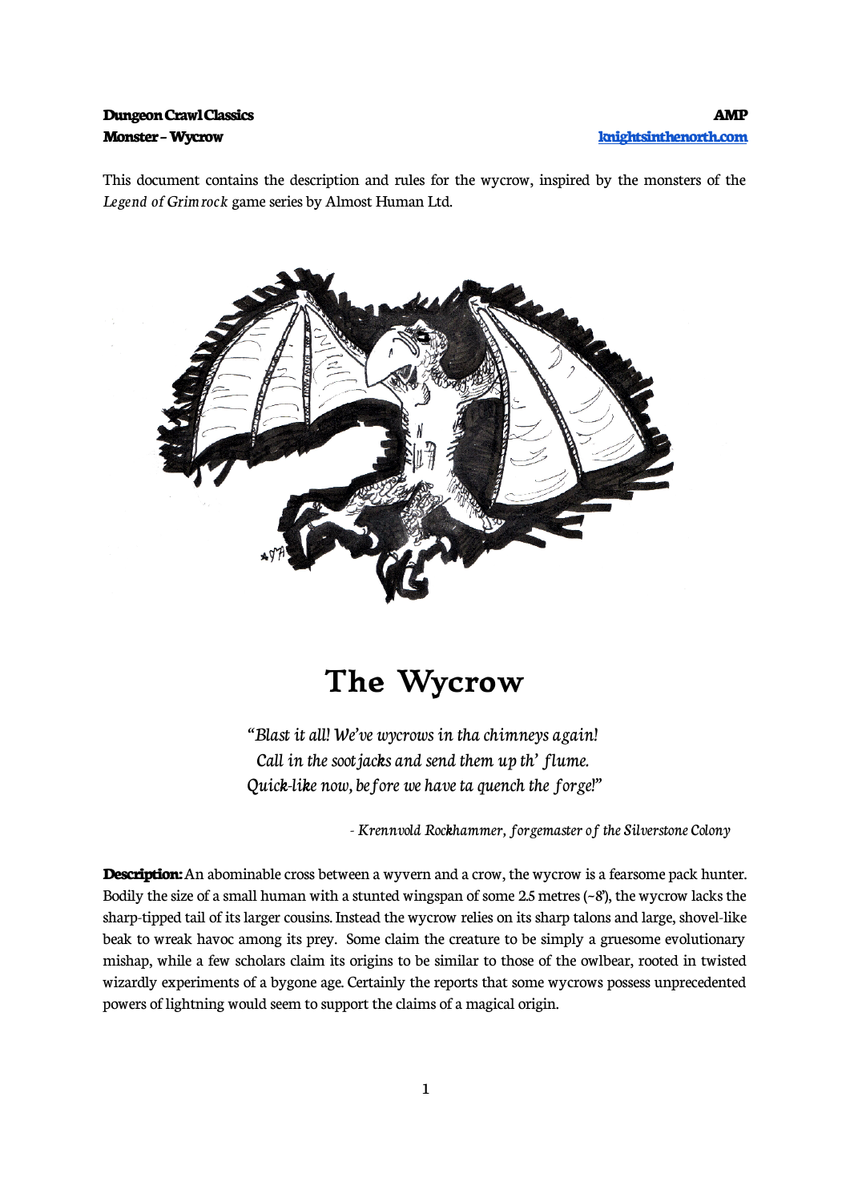**Dungeon Crawl Classics**
**Monster – Wycrow**

**AMP**
**knightsinthenorth.com**

This document contains the description and rules for the wycrow, inspired by the monsters of the *Legend of Grimrock* game series by Almost Human Ltd.

# The Wycrow

*"Blast it all! We've wycrows in tha chimneys again!*
*Call in the sootjacks and send them up th' flume.*
*Quick-like now, before we have ta quench the forge!"*

*- Krennvold Rockhammer, forgemaster of the Silverstone Colony*

**Description:** An abominable cross between a wyvern and a crow, the wycrow is a fearsome pack hunter. Bodily the size of a small human with a stunted wingspan of some 2.5 metres (~8'), the wycrow lacks the sharp-tipped tail of its larger cousins. Instead the wycrow relies on its sharp talons and large, shovel-like beak to wreak havoc among its prey. Some claim the creature to be simply a gruesome evolutionary mishap, while a few scholars claim its origins to be similar to those of the owlbear, rooted in twisted wizardly experiments of a bygone age. Certainly the reports that some wycrows possess unprecedented powers of lightning would seem to support the claims of a magical origin.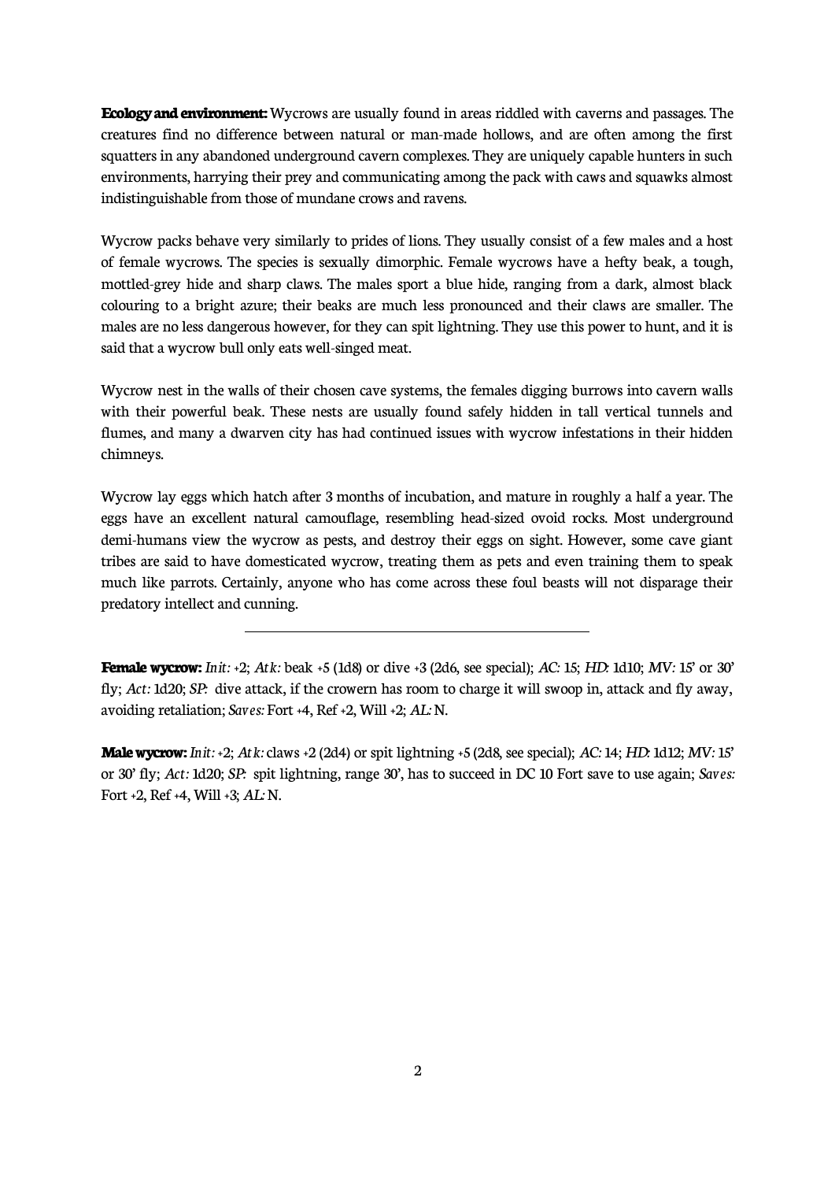**Ecology and environment:** Wycrows are usually found in areas riddled with caverns and passages. The creatures find no difference between natural or man-made hollows, and are often among the first squatters in any abandoned underground cavern complexes. They are uniquely capable hunters in such environments, harrying their prey and communicating among the pack with caws and squawks almost indistinguishable from those of mundane crows and ravens.

Wycrow packs behave very similarly to prides of lions. They usually consist of a few males and a host of female wycrows. The species is sexually dimorphic. Female wycrows have a hefty beak, a tough, mottled-grey hide and sharp claws. The males sport a blue hide, ranging from a dark, almost black colouring to a bright azure; their beaks are much less pronounced and their claws are smaller. The males are no less dangerous however, for they can spit lightning. They use this power to hunt, and it is said that a wycrow bull only eats well-singed meat.

Wycrow nest in the walls of their chosen cave systems, the females digging burrows into cavern walls with their powerful beak. These nests are usually found safely hidden in tall vertical tunnels and flumes, and many a dwarven city has had continued issues with wycrow infestations in their hidden chimneys.

Wycrow lay eggs which hatch after 3 months of incubation, and mature in roughly a half a year. The eggs have an excellent natural camouflage, resembling head-sized ovoid rocks. Most underground demi-humans view the wycrow as pests, and destroy their eggs on sight. However, some cave giant tribes are said to have domesticated wycrow, treating them as pets and even training them to speak much like parrots. Certainly, anyone who has come across these foul beasts will not disparage their predatory intellect and cunning.

---

**Female wycrow:** *Init:* +2; *Atk:* beak +5 (1d8) or dive +3 (2d6, see special); *AC:* 15; *HD*: 1d10; *MV:* 15' or 30' fly; *Act:* 1d20; *SP*: dive attack, if the crowern has room to charge it will swoop in, attack and fly away, avoiding retaliation; *Saves:* Fort +4, Ref +2, Will +2; *AL:* N.

**Male wycrow:** *Init:* +2; *Atk:* claws +2 (2d4) or spit lightning +5 (2d8, see special); *AC:* 14; *HD*: 1d12; *MV:* 15' or 30' fly; *Act:* 1d20; *SP*: spit lightning, range 30', has to succeed in DC 10 Fort save to use again; *Saves:* Fort +2, Ref +4, Will +3; *AL:* N.